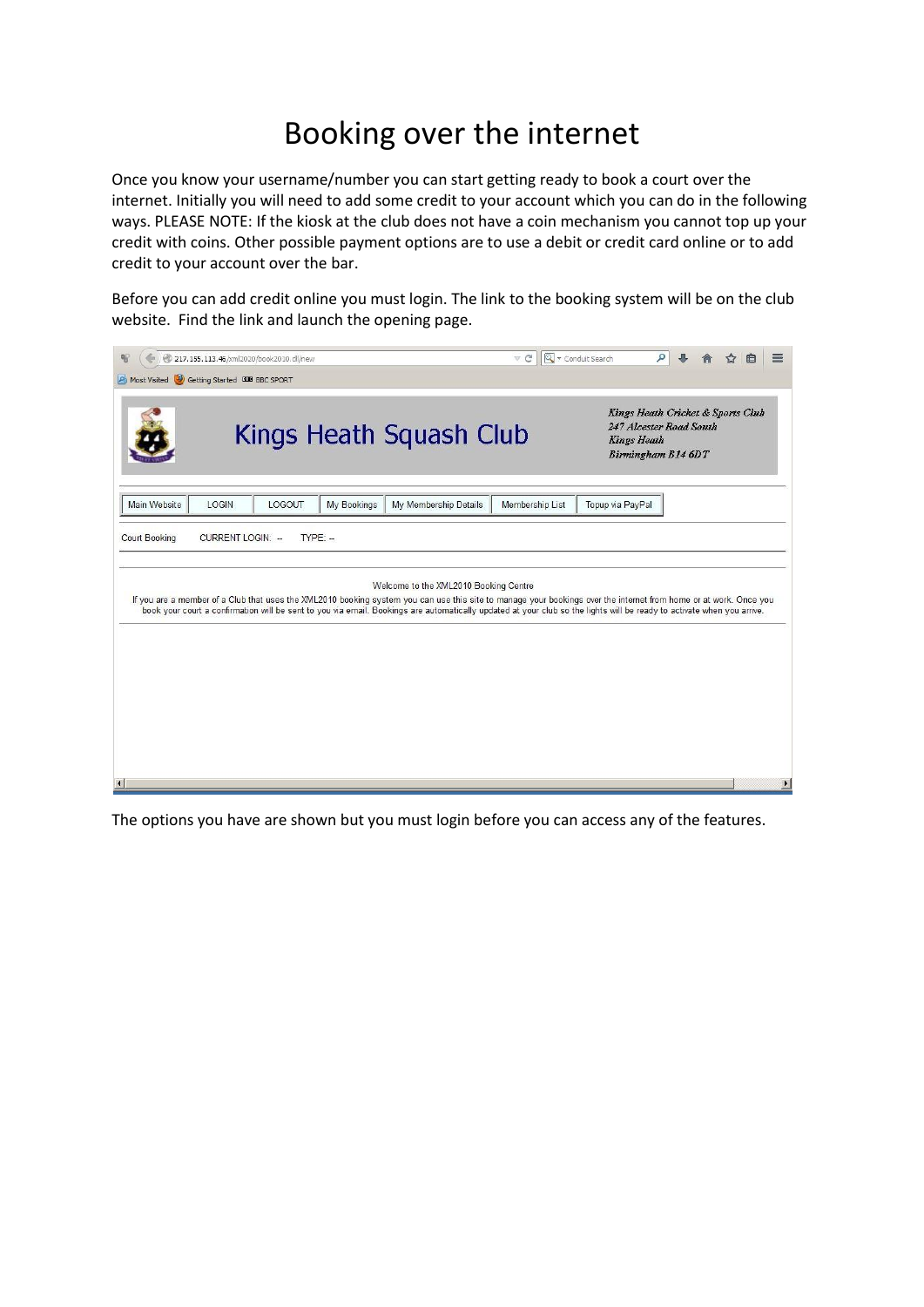# Booking over the internet

Once you know your username/number you can start getting ready to book a court over the internet. Initially you will need to add some credit to your account which you can do in the following ways. PLEASE NOTE: If the kiosk at the club does not have a coin mechanism you cannot top up your credit with coins. Other possible payment options are to use a debit or credit card online or to add credit to your account over the bar.

Before you can add credit online you must login. The link to the booking system will be on the club website. Find the link and launch the opening page.

The options you have are shown but you must login before you can access any of the features.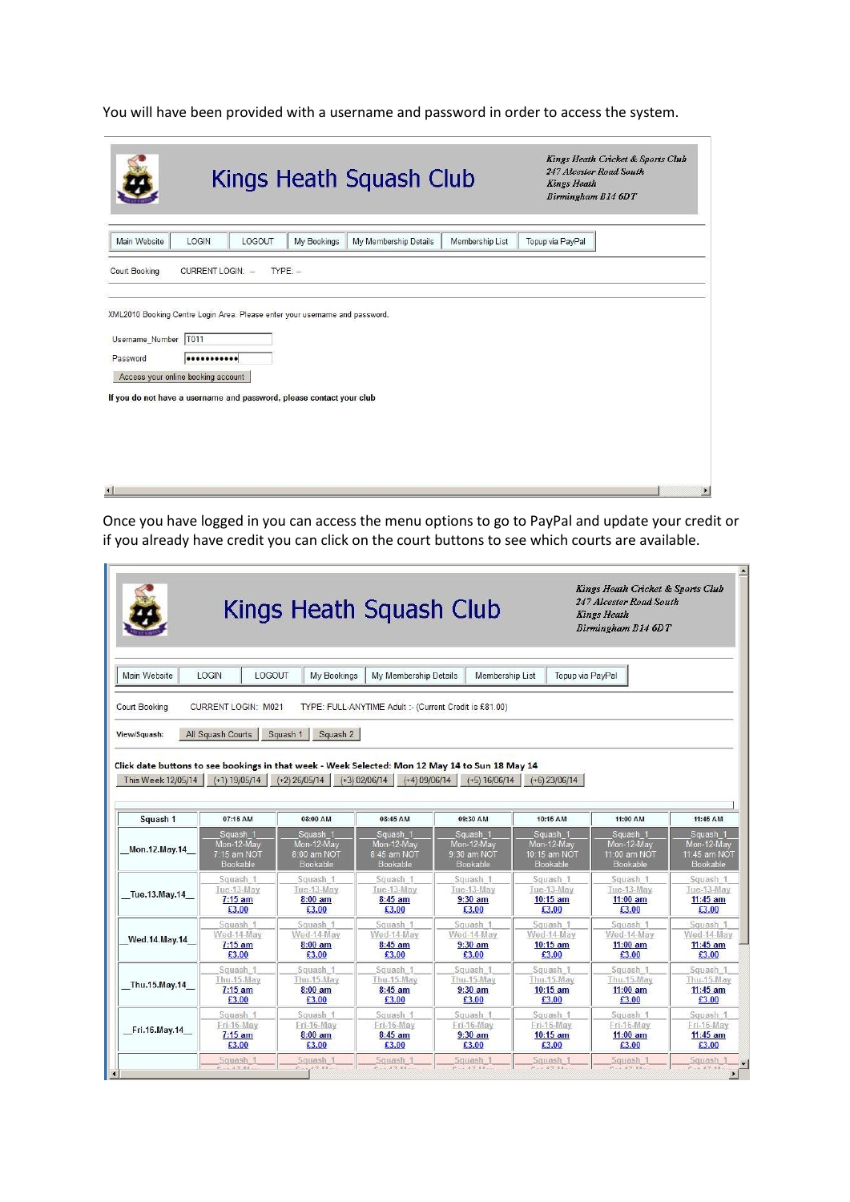You will have been provided with a username and password in order to access the system.

Kings Heath Squash Club

*Kings Heath Cricket & Sports Club*
*247 Alcester Road South*
*Kings Heath*
*Birmingham B14 6DT*

Main Website | LOGIN | LOGOUT | My Bookings | My Membership Details | Membership List | Topup via PayPal

Court Booking CURRENT LOGIN: -- TYPE: --

XML2010 Booking Centre Login Area. Please enter your username and password.

Username_Number T011

Password ••••••••••••

Access your online booking account

**If you do not have a username and password, please contact your club**

Once you have logged in you can access the menu options to go to PayPal and update your credit or if you already have credit you can click on the court buttons to see which courts are available.

Kings Heath Squash Club

*Kings Heath Cricket & Sports Club*
*247 Alcester Road South*
*Kings Heath*
*Birmingham B14 6DT*

Main Website | LOGIN | LOGOUT | My Bookings | My Membership Details | Membership List | Topup via PayPal

Court Booking CURRENT LOGIN: M021 TYPE: FULL-ANYTIME Adult :- (Current Credit is £81.00)

View/Squash: All Squash Courts | Squash 1 | Squash 2

**Click date buttons to see bookings in that week - Week Selected: Mon 12 May 14 to Sun 18 May 14**

This Week 12/05/14 | (+1) 19/05/14 | (+2) 26/05/14 | (+3) 02/06/14 | (+4) 09/06/14 | (+5) 16/06/14 | (+6) 23/06/14

| Squash 1 | 07:15 AM | 08:00 AM | 08:45 AM | 09:30 AM | 10:15 AM | 11:00 AM | 11:45 AM |
|---|---|---|---|---|---|---|---|
| Mon.12.May.14 | Squash_1 Mon-12-May 7:15 am NOT Bookable | Squash_1 Mon-12-May 8:00 am NOT Bookable | Squash_1 Mon-12-May 8:45 am NOT Bookable | Squash_1 Mon-12-May 9:30 am NOT Bookable | Squash_1 Mon-12-May 10:15 am NOT Bookable | Squash_1 Mon-12-May 11:00 am NOT Bookable | Squash_1 Mon-12-May 11:45 am NOT Bookable |
| Tue.13.May.14 | Squash_1 Tue-13-May 7:15 am £3.00 | Squash_1 Tue-13-May 8:00 am £3.00 | Squash_1 Tue-13-May 8:45 am £3.00 | Squash_1 Tue-13-May 9:30 am £3.00 | Squash_1 Tue-13-May 10:15 am £3.00 | Squash_1 Tue-13-May 11:00 am £3.00 | Squash_1 Tue-13-May 11:45 am £3.00 |
| Wed.14.May.14 | Squash_1 Wed-14-May 7:15 am £3.00 | Squash_1 Wed-14-May 8:00 am £3.00 | Squash_1 Wed-14-May 8:45 am £3.00 | Squash_1 Wed-14-May 9:30 am £3.00 | Squash_1 Wed-14-May 10:15 am £3.00 | Squash_1 Wed-14-May 11:00 am £3.00 | Squash_1 Wed-14-May 11:45 am £3.00 |
| Thu.15.May.14 | Squash_1 Thu-15-May 7:15 am £3.00 | Squash_1 Thu-15-May 8:00 am £3.00 | Squash_1 Thu-15-May 8:45 am £3.00 | Squash_1 Thu-15-May 9:30 am £3.00 | Squash_1 Thu-15-May 10:15 am £3.00 | Squash_1 Thu-15-May 11:00 am £3.00 | Squash_1 Thu-15-May 11:45 am £3.00 |
| Fri.16.May.14 | Squash_1 Fri-16-May 7:15 am £3.00 | Squash_1 Fri-16-May 8:00 am £3.00 | Squash_1 Fri-16-May 8:45 am £3.00 | Squash_1 Fri-16-May 9:30 am £3.00 | Squash_1 Fri-16-May 10:15 am £3.00 | Squash_1 Fri-16-May 11:00 am £3.00 | Squash_1 Fri-16-May 11:45 am £3.00 |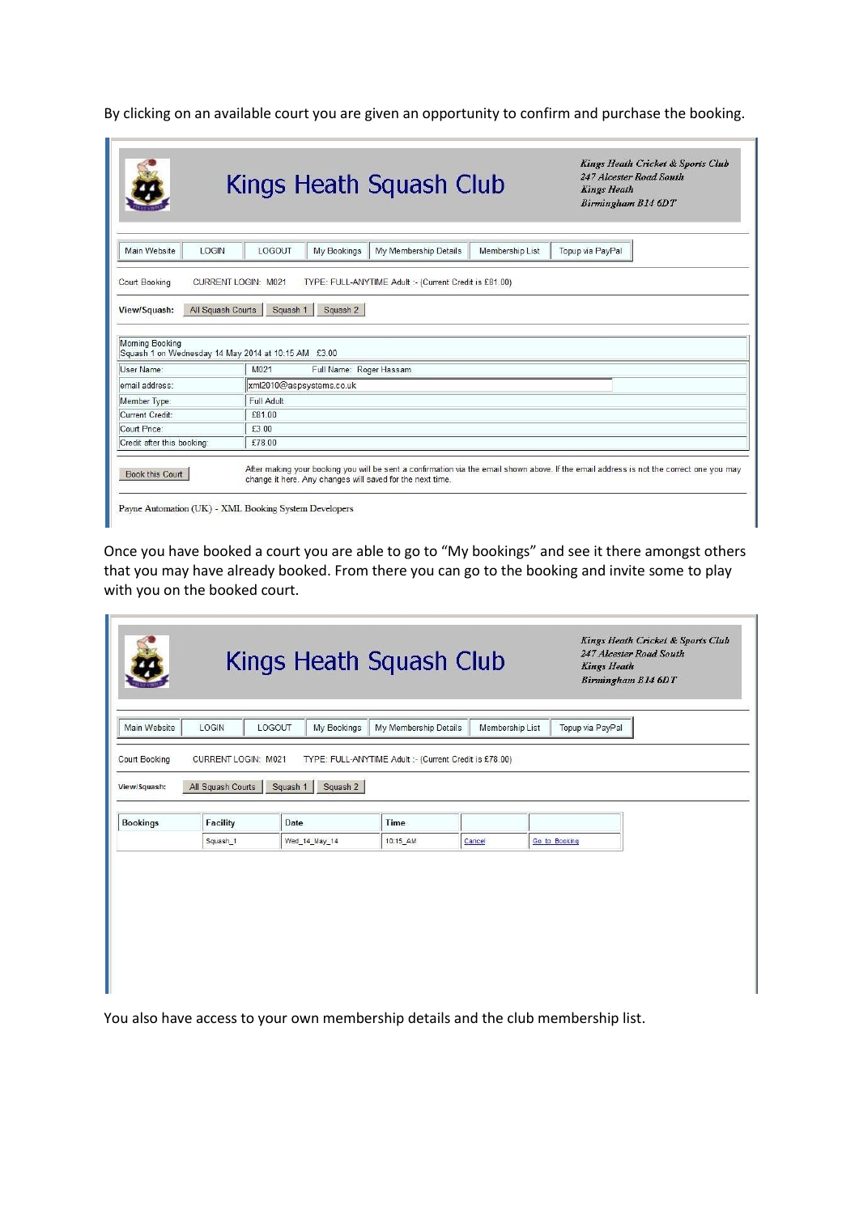By clicking on an available court you are given an opportunity to confirm and purchase the booking.

Kings Heath Squash Club

*Kings Heath Cricket & Sports Club*
*247 Alcester Road South*
*Kings Heath*
*Birmingham B14 6DT*

Main Website | LOGIN | LOGOUT | My Bookings | My Membership Details | Membership List | Topup via PayPal

Court Booking    CURRENT LOGIN: M021    TYPE: FULL-ANYTIME Adult :- (Current Credit is £81.00)

**View/Squash:** All Squash Courts | Squash 1 | Squash 2

Morning Booking
Squash 1 on Wednesday 14 May 2014 at 10:15 AM £3.00

| | |
|---|---|
| User Name: | M021    Full Name: Roger Hassam |
| email address: | xml2010@aspsystems.co.uk |
| Member Type: | Full Adult |
| Current Credit: | £81.00 |
| Court Price: | £3.00 |
| Credit after this booking: | £78.00 |

Book this Court

After making your booking you will be sent a confirmation via the email shown above. If the email address is not the correct one you may change it here. Any changes will saved for the next time.

Payne Automation (UK) - XML Booking System Developers

Once you have booked a court you are able to go to "My bookings" and see it there amongst others that you may have already booked. From there you can go to the booking and invite some to play with you on the booked court.

Kings Heath Squash Club

*Kings Heath Cricket & Sports Club*
*247 Alcester Road South*
*Kings Heath*
*Birmingham B14 6DT*

Main Website | LOGIN | LOGOUT | My Bookings | My Membership Details | Membership List | Topup via PayPal

Court Booking    CURRENT LOGIN: M021    TYPE: FULL-ANYTIME Adult :- (Current Credit is £78.00)

**View/Squash:** All Squash Courts | Squash 1 | Squash 2

| Bookings | Facility | Date | Time | | |
|---|---|---|---|---|---|
| | Squash_1 | Wed_14_May_14 | 10:15_AM | Cancel | Go to Booking |

You also have access to your own membership details and the club membership list.